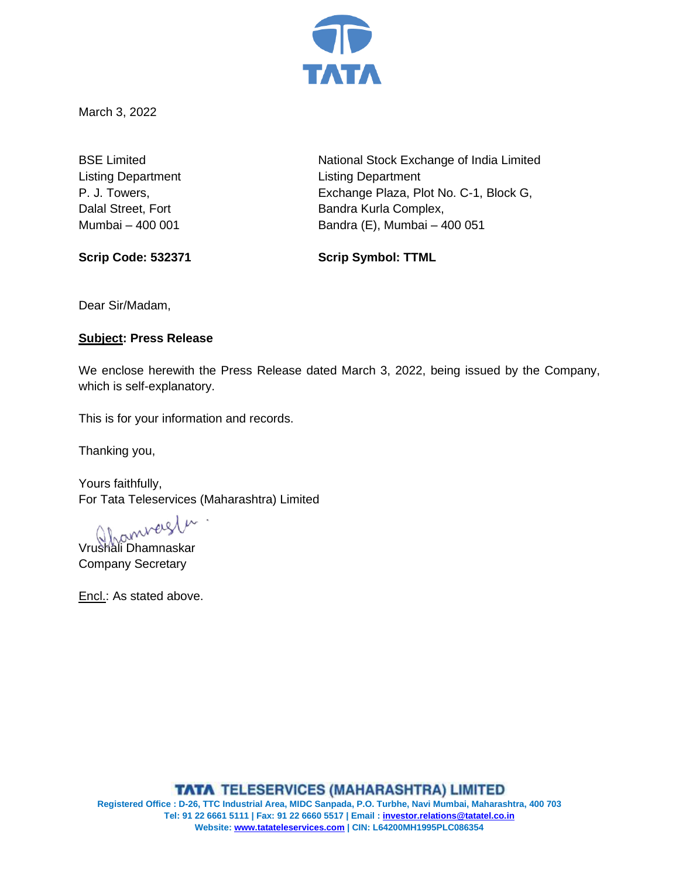March 3, 2022

BSE Limited
Listing Department
P. J. Towers,
Dalal Street, Fort
Mumbai – 400 001

**Scrip Code: 532371**

National Stock Exchange of India Limited
Listing Department
Exchange Plaza, Plot No. C-1, Block G,
Bandra Kurla Complex,
Bandra (E), Mumbai – 400 051

**Scrip Symbol: TTML**

Dear Sir/Madam,

**Subject: Press Release**

We enclose herewith the Press Release dated March 3, 2022, being issued by the Company, which is self-explanatory.

This is for your information and records.

Thanking you,

Yours faithfully,
For Tata Teleservices (Maharashtra) Limited

Vrushali Dhamnaskar
Company Secretary

Encl.: As stated above.

**TATA TELESERVICES (MAHARASHTRA) LIMITED**
Registered Office : D-26, TTC Industrial Area, MIDC Sanpada, P.O. Turbhe, Navi Mumbai, Maharashtra, 400 703
Tel: 91 22 6661 5111 | Fax: 91 22 6660 5517 | Email : investor.relations@tatatel.co.in
Website: www.tatateleservices.com | CIN: L64200MH1995PLC086354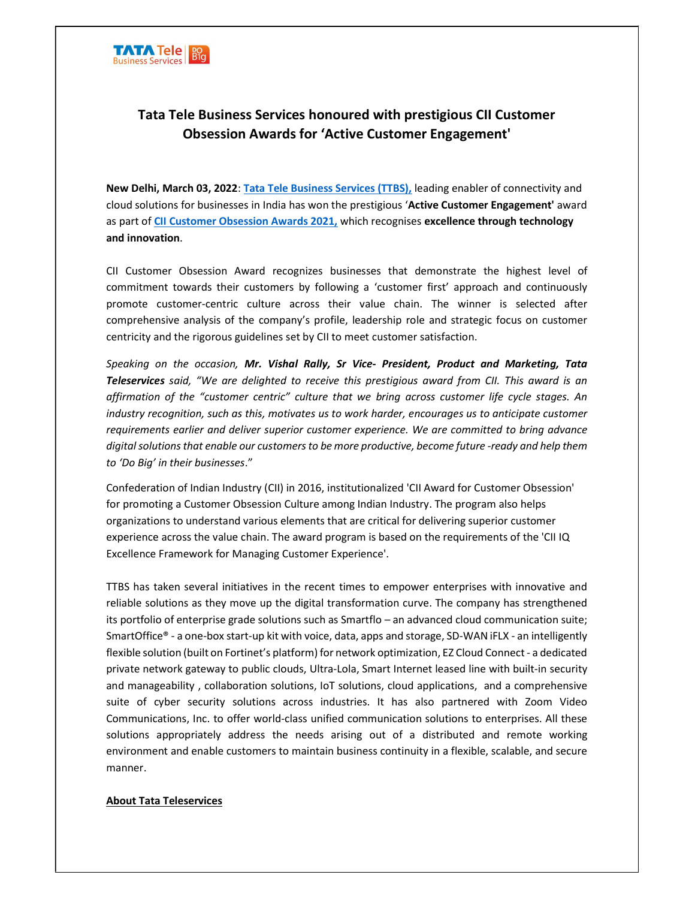# Tata Tele Business Services honoured with prestigious CII Customer Obsession Awards for 'Active Customer Engagement'

**New Delhi, March 03, 2022**: **Tata Tele Business Services (TTBS),** leading enabler of connectivity and cloud solutions for businesses in India has won the prestigious '**Active Customer Engagement'** award as part of **CII Customer Obsession Awards 2021,** which recognises **excellence through technology and innovation**.

CII Customer Obsession Award recognizes businesses that demonstrate the highest level of commitment towards their customers by following a 'customer first' approach and continuously promote customer-centric culture across their value chain. The winner is selected after comprehensive analysis of the company's profile, leadership role and strategic focus on customer centricity and the rigorous guidelines set by CII to meet customer satisfaction.

*Speaking on the occasion,* ***Mr. Vishal Rally, Sr Vice- President, Product and Marketing, Tata Teleservices*** *said, "We are delighted to receive this prestigious award from CII. This award is an affirmation of the "customer centric" culture that we bring across customer life cycle stages. An industry recognition, such as this, motivates us to work harder, encourages us to anticipate customer requirements earlier and deliver superior customer experience. We are committed to bring advance digital solutions that enable our customers to be more productive, become future -ready and help them to 'Do Big' in their businesses*."

Confederation of Indian Industry (CII) in 2016, institutionalized 'CII Award for Customer Obsession' for promoting a Customer Obsession Culture among Indian Industry. The program also helps organizations to understand various elements that are critical for delivering superior customer experience across the value chain. The award program is based on the requirements of the 'CII IQ Excellence Framework for Managing Customer Experience'.

TTBS has taken several initiatives in the recent times to empower enterprises with innovative and reliable solutions as they move up the digital transformation curve. The company has strengthened its portfolio of enterprise grade solutions such as Smartflo – an advanced cloud communication suite; SmartOffice® - a one-box start-up kit with voice, data, apps and storage, SD-WAN iFLX - an intelligently flexible solution (built on Fortinet's platform) for network optimization, EZ Cloud Connect - a dedicated private network gateway to public clouds, Ultra-Lola, Smart Internet leased line with built-in security and manageability , collaboration solutions, IoT solutions, cloud applications, and a comprehensive suite of cyber security solutions across industries. It has also partnered with Zoom Video Communications, Inc. to offer world-class unified communication solutions to enterprises. All these solutions appropriately address the needs arising out of a distributed and remote working environment and enable customers to maintain business continuity in a flexible, scalable, and secure manner.

**About Tata Teleservices**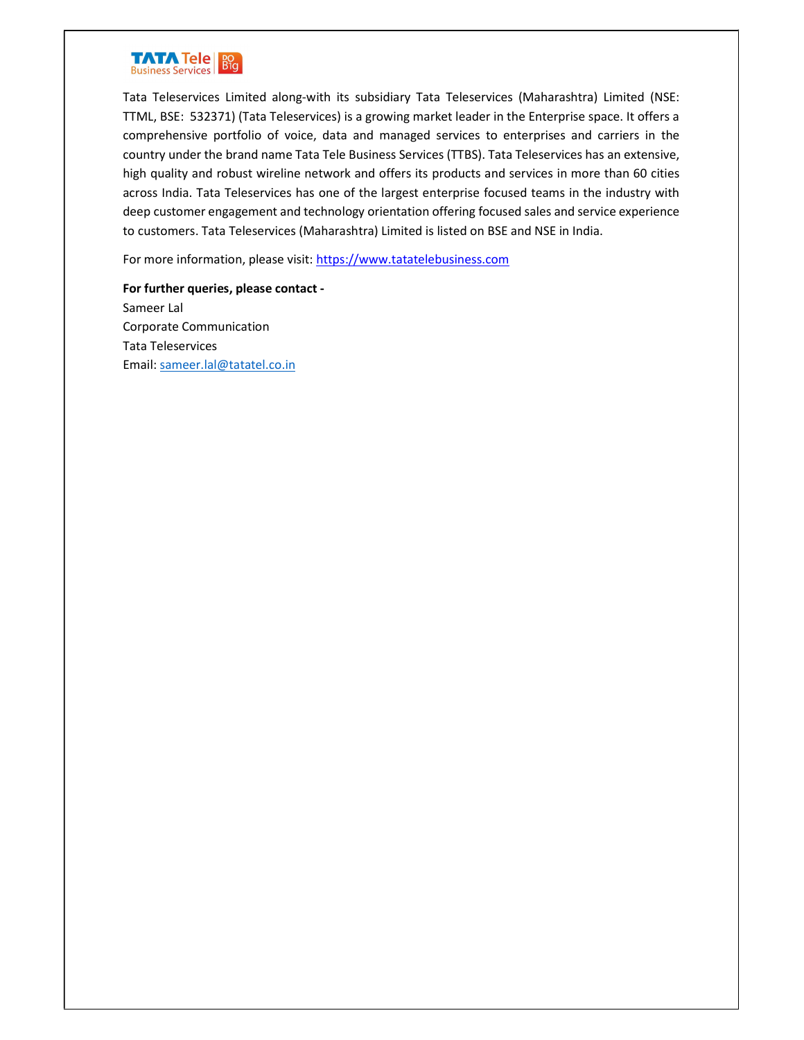Tata Teleservices Limited along-with its subsidiary Tata Teleservices (Maharashtra) Limited (NSE: TTML, BSE: 532371) (Tata Teleservices) is a growing market leader in the Enterprise space. It offers a comprehensive portfolio of voice, data and managed services to enterprises and carriers in the country under the brand name Tata Tele Business Services (TTBS). Tata Teleservices has an extensive, high quality and robust wireline network and offers its products and services in more than 60 cities across India. Tata Teleservices has one of the largest enterprise focused teams in the industry with deep customer engagement and technology orientation offering focused sales and service experience to customers. Tata Teleservices (Maharashtra) Limited is listed on BSE and NSE in India.

For more information, please visit: https://www.tatatelebusiness.com

**For further queries, please contact -**
Sameer Lal
Corporate Communication
Tata Teleservices
Email: sameer.lal@tatatel.co.in